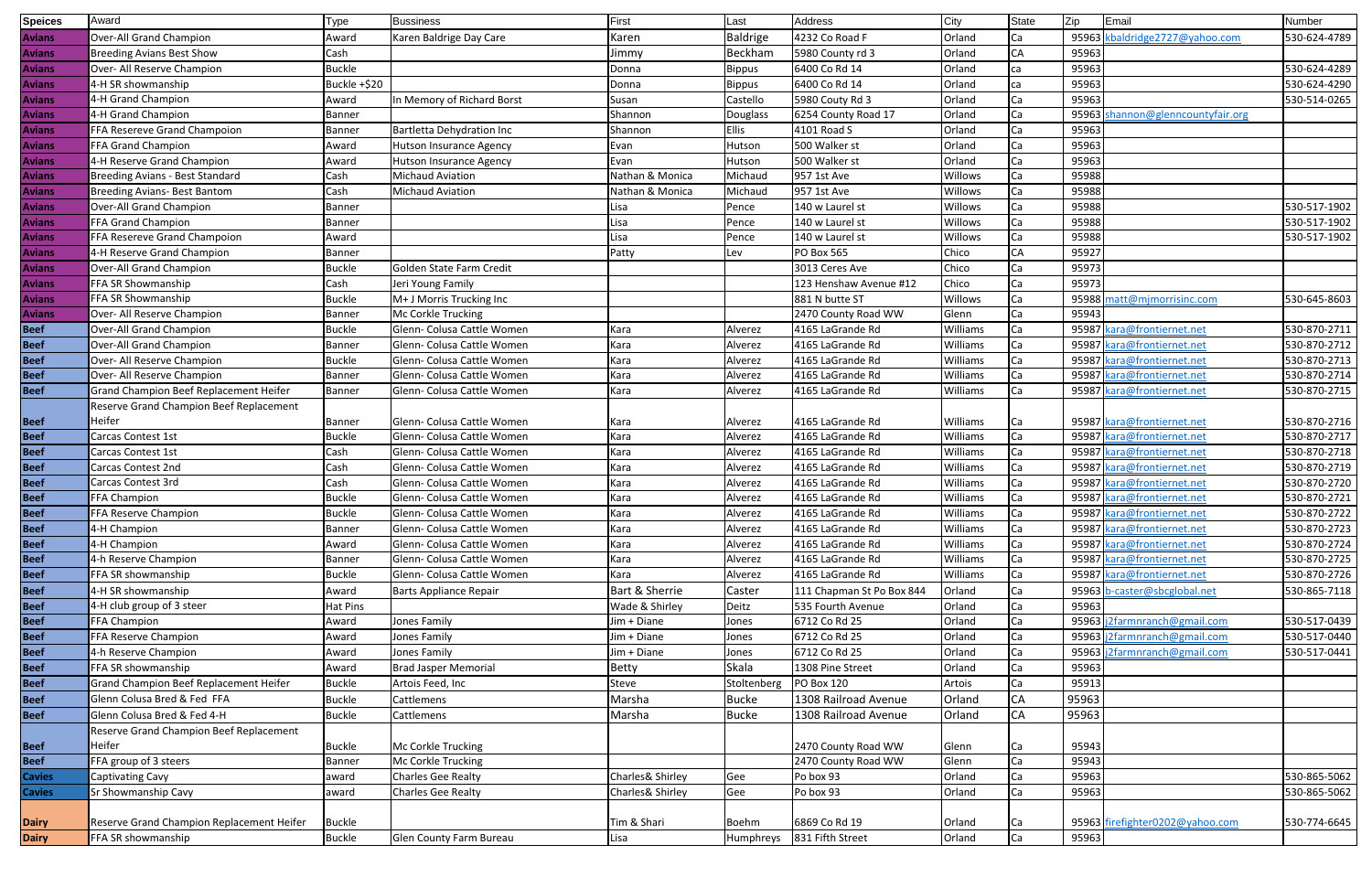| Speices | Award | Type | Bussiness | First | Last | Address | City | State | Zip | Email | Number |
|---|---|---|---|---|---|---|---|---|---|---|---|
| Avians | Over-All Grand Champion | Award | Karen Baldrige Day Care | Karen | Baldrige | 4232 Co Road F | Orland | Ca | 95963 | kbaldridge2727@yahoo.com | 530-624-4789 |
| Avians | Breeding Avians Best Show | Cash | | Jimmy | Beckham | 5980 County rd 3 | Orland | CA | 95963 | | |
| Avians | Over- All Reserve Champion | Buckle | | Donna | Bippus | 6400 Co Rd 14 | Orland | ca | 95963 | | 530-624-4289 |
| Avians | 4-H SR showmanship | Buckle +$20 | | Donna | Bippus | 6400 Co Rd 14 | Orland | ca | 95963 | | 530-624-4290 |
| Avians | 4-H Grand Champion | Award | In Memory of Richard Borst | Susan | Castello | 5980 Couty Rd 3 | Orland | Ca | 95963 | | 530-514-0265 |
| Avians | 4-H Grand Champion | Banner | | Shannon | Douglass | 6254 County Road 17 | Orland | Ca | 95963 | shannon@glenncountyfair.org | |
| Avians | FFA Resereve Grand Champoion | Banner | Bartletta Dehydration Inc | Shannon | Ellis | 4101 Road S | Orland | Ca | 95963 | | |
| Avians | FFA Grand Champion | Award | Hutson Insurance Agency | Evan | Hutson | 500 Walker st | Orland | Ca | 95963 | | |
| Avians | 4-H Reserve Grand Champion | Award | Hutson Insurance Agency | Evan | Hutson | 500 Walker st | Orland | Ca | 95963 | | |
| Avians | Breeding Avians - Best Standard | Cash | Michaud Aviation | Nathan & Monica | Michaud | 957 1st Ave | Willows | Ca | 95988 | | |
| Avians | Breeding Avians- Best Bantom | Cash | Michaud Aviation | Nathan & Monica | Michaud | 957 1st Ave | Willows | Ca | 95988 | | |
| Avians | Over-All Grand Champion | Banner | | Lisa | Pence | 140 w Laurel st | Willows | Ca | 95988 | | 530-517-1902 |
| Avians | FFA Grand Champion | Banner | | Lisa | Pence | 140 w Laurel st | Willows | Ca | 95988 | | 530-517-1902 |
| Avians | FFA Resereve Grand Champoion | Award | | Lisa | Pence | 140 w Laurel st | Willows | Ca | 95988 | | 530-517-1902 |
| Avians | 4-H Reserve Grand Champion | Banner | | Patty | Lev | PO Box 565 | Chico | CA | 95927 | | |
| Avians | Over-All Grand Champion | Buckle | Golden State Farm Credit | | | 3013 Ceres Ave | Chico | Ca | 95973 | | |
| Avians | FFA SR Showmanship | Cash | Jeri Young Family | | | 123 Henshaw Avenue #12 | Chico | Ca | 95973 | | |
| Avians | FFA SR Showmanship | Buckle | M+ J Morris Trucking Inc | | | 881 N butte ST | Willows | Ca | 95988 | matt@mjmorrisinc.com | 530-645-8603 |
| Avians | Over- All Reserve Champion | Banner | Mc Corkle Trucking | | | 2470 County Road WW | Glenn | Ca | 95943 | | |
| Beef | Over-All Grand Champion | Buckle | Glenn- Colusa Cattle Women | Kara | Alverez | 4165 LaGrande Rd | Williams | Ca | 95987 | kara@frontiernet.net | 530-870-2711 |
| Beef | Over-All Grand Champion | Banner | Glenn- Colusa Cattle Women | Kara | Alverez | 4165 LaGrande Rd | Williams | Ca | 95987 | kara@frontiernet.net | 530-870-2712 |
| Beef | Over- All Reserve Champion | Buckle | Glenn- Colusa Cattle Women | Kara | Alverez | 4165 LaGrande Rd | Williams | Ca | 95987 | kara@frontiernet.net | 530-870-2713 |
| Beef | Over- All Reserve Champion | Banner | Glenn- Colusa Cattle Women | Kara | Alverez | 4165 LaGrande Rd | Williams | Ca | 95987 | kara@frontiernet.net | 530-870-2714 |
| Beef | Grand Champion Beef Replacement Heifer | Banner | Glenn- Colusa Cattle Women | Kara | Alverez | 4165 LaGrande Rd | Williams | Ca | 95987 | kara@frontiernet.net | 530-870-2715 |
| Beef | Reserve Grand Champion Beef Replacement Heifer | Banner | Glenn- Colusa Cattle Women | Kara | Alverez | 4165 LaGrande Rd | Williams | Ca | 95987 | kara@frontiernet.net | 530-870-2716 |
| Beef | Carcas Contest 1st | Buckle | Glenn- Colusa Cattle Women | Kara | Alverez | 4165 LaGrande Rd | Williams | Ca | 95987 | kara@frontiernet.net | 530-870-2717 |
| Beef | Carcas Contest 1st | Cash | Glenn- Colusa Cattle Women | Kara | Alverez | 4165 LaGrande Rd | Williams | Ca | 95987 | kara@frontiernet.net | 530-870-2718 |
| Beef | Carcas Contest 2nd | Cash | Glenn- Colusa Cattle Women | Kara | Alverez | 4165 LaGrande Rd | Williams | Ca | 95987 | kara@frontiernet.net | 530-870-2719 |
| Beef | Carcas Contest 3rd | Cash | Glenn- Colusa Cattle Women | Kara | Alverez | 4165 LaGrande Rd | Williams | Ca | 95987 | kara@frontiernet.net | 530-870-2720 |
| Beef | FFA Champion | Buckle | Glenn- Colusa Cattle Women | Kara | Alverez | 4165 LaGrande Rd | Williams | Ca | 95987 | kara@frontiernet.net | 530-870-2721 |
| Beef | FFA Reserve Champion | Buckle | Glenn- Colusa Cattle Women | Kara | Alverez | 4165 LaGrande Rd | Williams | Ca | 95987 | kara@frontiernet.net | 530-870-2722 |
| Beef | 4-H Champion | Banner | Glenn- Colusa Cattle Women | Kara | Alverez | 4165 LaGrande Rd | Williams | Ca | 95987 | kara@frontiernet.net | 530-870-2723 |
| Beef | 4-H Champion | Award | Glenn- Colusa Cattle Women | Kara | Alverez | 4165 LaGrande Rd | Williams | Ca | 95987 | kara@frontiernet.net | 530-870-2724 |
| Beef | 4-h Reserve Champion | Banner | Glenn- Colusa Cattle Women | Kara | Alverez | 4165 LaGrande Rd | Williams | Ca | 95987 | kara@frontiernet.net | 530-870-2725 |
| Beef | FFA SR showmanship | Buckle | Glenn- Colusa Cattle Women | Kara | Alverez | 4165 LaGrande Rd | Williams | Ca | 95987 | kara@frontiernet.net | 530-870-2726 |
| Beef | 4-H SR showmanship | Award | Barts Appliance Repair | Bart & Sherrie | Caster | 111 Chapman St Po Box 844 | Orland | Ca | 95963 | b-caster@sbcglobal.net | 530-865-7118 |
| Beef | 4-H club group of 3 steer | Hat Pins | | Wade & Shirley | Deitz | 535 Fourth Avenue | Orland | Ca | 95963 | | |
| Beef | FFA Champion | Award | Jones Family | Jim + Diane | Jones | 6712 Co Rd 25 | Orland | Ca | 95963 | j2farmnranch@gmail.com | 530-517-0439 |
| Beef | FFA Reserve Champion | Award | Jones Family | Jim + Diane | Jones | 6712 Co Rd 25 | Orland | Ca | 95963 | j2farmnranch@gmail.com | 530-517-0440 |
| Beef | 4-h Reserve Champion | Award | Jones Family | Jim + Diane | Jones | 6712 Co Rd 25 | Orland | Ca | 95963 | j2farmnranch@gmail.com | 530-517-0441 |
| Beef | FFA SR showmanship | Award | Brad Jasper Memorial | Betty | Skala | 1308 Pine Street | Orland | Ca | 95963 | | |
| Beef | Grand Champion Beef Replacement Heifer | Buckle | Artois Feed, Inc | Steve | Stoltenberg | PO Box 120 | Artois | Ca | 95913 | | |
| Beef | Glenn Colusa Bred & Fed FFA | Buckle | Cattlemens | Marsha | Bucke | 1308 Railroad Avenue | Orland | CA | 95963 | | |
| Beef | Glenn Colusa Bred & Fed 4-H | Buckle | Cattlemens | Marsha | Bucke | 1308 Railroad Avenue | Orland | CA | 95963 | | |
| Beef | Reserve Grand Champion Beef Replacement Heifer | Buckle | Mc Corkle Trucking | | | 2470 County Road WW | Glenn | Ca | 95943 | | |
| Beef | FFA group of 3 steers | Banner | Mc Corkle Trucking | | | 2470 County Road WW | Glenn | Ca | 95943 | | |
| Cavies | Captivating Cavy | award | Charles Gee Realty | Charles& Shirley | Gee | Po box 93 | Orland | Ca | 95963 | | 530-865-5062 |
| Cavies | Sr Showmanship Cavy | award | Charles Gee Realty | Charles& Shirley | Gee | Po box 93 | Orland | Ca | 95963 | | 530-865-5062 |
| Dairy | Reserve Grand Champion Replacement Heifer | Buckle | | Tim & Shari | Boehm | 6869 Co Rd 19 | Orland | Ca | 95963 | firefighter0202@yahoo.com | 530-774-6645 |
| Dairy | FFA SR showmanship | Buckle | Glen County Farm Bureau | Lisa | Humphreys | 831 Fifth Street | Orland | Ca | 95963 | | |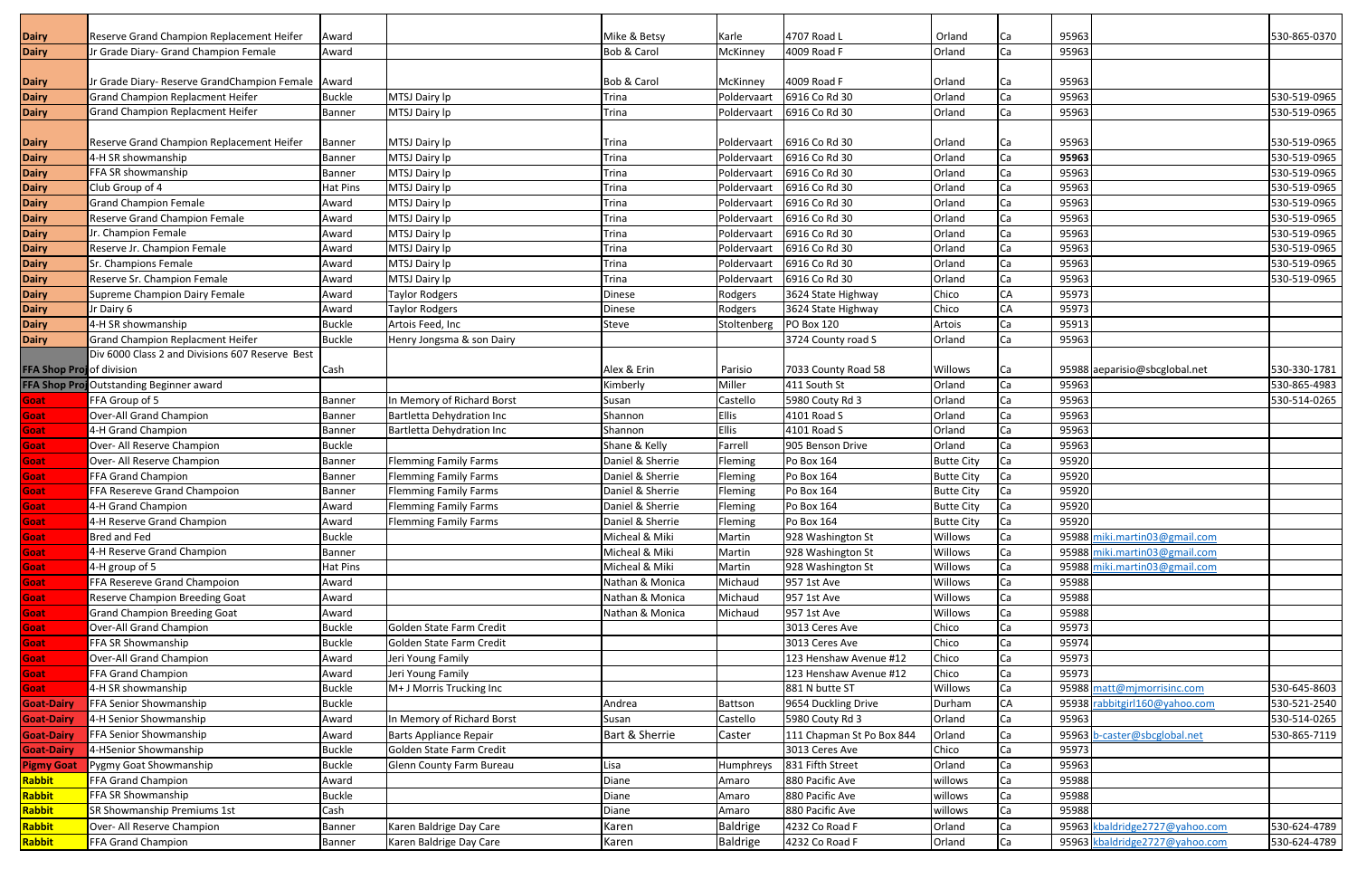| | | | | | | | | | | | |
|---|---|---|---|---|---|---|---|---|---|---|---|
| **Dairy** | Reserve Grand Champion Replacement Heifer | Award | | Mike & Betsy | Karle | 4707 Road L | Orland | Ca | 95963 | | 530-865-0370 |
| **Dairy** | Jr Grade Diary- Grand Champion Female | Award | | Bob & Carol | McKinney | 4009 Road F | Orland | Ca | 95963 | | |
| **Dairy** | Jr Grade Diary- Reserve GrandChampion Female | Award | | Bob & Carol | McKinney | 4009 Road F | Orland | Ca | 95963 | | |
| **Dairy** | Grand Champion Replacment Heifer | Buckle | MTSJ Dairy lp | Trina | Poldervaart | 6916 Co Rd 30 | Orland | Ca | 95963 | | 530-519-0965 |
| **Dairy** | Grand Champion Replacment Heifer | Banner | MTSJ Dairy lp | Trina | Poldervaart | 6916 Co Rd 30 | Orland | Ca | 95963 | | 530-519-0965 |
| **Dairy** | Reserve Grand Champion Replacement Heifer | Banner | MTSJ Dairy lp | Trina | Poldervaart | 6916 Co Rd 30 | Orland | Ca | 95963 | | 530-519-0965 |
| **Dairy** | 4-H SR showmanship | Banner | MTSJ Dairy lp | Trina | Poldervaart | 6916 Co Rd 30 | Orland | Ca | **95963** | | 530-519-0965 |
| **Dairy** | FFA SR showmanship | Banner | MTSJ Dairy lp | Trina | Poldervaart | 6916 Co Rd 30 | Orland | Ca | 95963 | | 530-519-0965 |
| **Dairy** | Club Group of 4 | Hat Pins | MTSJ Dairy lp | Trina | Poldervaart | 6916 Co Rd 30 | Orland | Ca | 95963 | | 530-519-0965 |
| **Dairy** | Grand Champion Female | Award | MTSJ Dairy lp | Trina | Poldervaart | 6916 Co Rd 30 | Orland | Ca | 95963 | | 530-519-0965 |
| **Dairy** | Reserve Grand Champion Female | Award | MTSJ Dairy lp | Trina | Poldervaart | 6916 Co Rd 30 | Orland | Ca | 95963 | | 530-519-0965 |
| **Dairy** | Jr. Champion Female | Award | MTSJ Dairy lp | Trina | Poldervaart | 6916 Co Rd 30 | Orland | Ca | 95963 | | 530-519-0965 |
| **Dairy** | Reserve Jr. Champion Female | Award | MTSJ Dairy lp | Trina | Poldervaart | 6916 Co Rd 30 | Orland | Ca | 95963 | | 530-519-0965 |
| **Dairy** | Sr. Champions Female | Award | MTSJ Dairy lp | Trina | Poldervaart | 6916 Co Rd 30 | Orland | Ca | 95963 | | 530-519-0965 |
| **Dairy** | Reserve Sr. Champion Female | Award | MTSJ Dairy lp | Trina | Poldervaart | 6916 Co Rd 30 | Orland | Ca | 95963 | | 530-519-0965 |
| **Dairy** | Supreme Champion Dairy Female | Award | Taylor Rodgers | Dinese | Rodgers | 3624 State Highway | Chico | CA | 95973 | | |
| **Dairy** | Jr Dairy 6 | Award | Taylor Rodgers | Dinese | Rodgers | 3624 State Highway | Chico | CA | 95973 | | |
| **Dairy** | 4-H SR showmanship | Buckle | Artois Feed, Inc | Steve | Stoltenberg | PO Box 120 | Artois | Ca | 95913 | | |
| **Dairy** | Grand Champion Replacment Heifer | Buckle | Henry Jongsma & son Dairy | | | 3724 County road S | Orland | Ca | 95963 | | |
| **FFA Shop Proj** | Div 6000 Class 2 and Divisions 607 Reserve Best of division | Cash | | Alex & Erin | Parisio | 7033 County Road 58 | Willows | Ca | 95988 | aeparisio@sbcglobal.net | 530-330-1781 |
| **FFA Shop Proj** | Outstanding Beginner award | | | Kimberly | Miller | 411 South St | Orland | Ca | 95963 | | 530-865-4983 |
| **Goat** | FFA Group of 5 | Banner | In Memory of Richard Borst | Susan | Castello | 5980 Couty Rd 3 | Orland | Ca | 95963 | | 530-514-0265 |
| **Goat** | Over-All Grand Champion | Banner | Bartletta Dehydration Inc | Shannon | Ellis | 4101 Road S | Orland | Ca | 95963 | | |
| **Goat** | 4-H Grand Champion | Banner | Bartletta Dehydration Inc | Shannon | Ellis | 4101 Road S | Orland | Ca | 95963 | | |
| **Goat** | Over- All Reserve Champion | Buckle | | Shane & Kelly | Farrell | 905 Benson Drive | Orland | Ca | 95963 | | |
| **Goat** | Over- All Reserve Champion | Banner | Flemming Family Farms | Daniel & Sherrie | Fleming | Po Box 164 | Butte City | Ca | 95920 | | |
| **Goat** | FFA Grand Champion | Banner | Flemming Family Farms | Daniel & Sherrie | Fleming | Po Box 164 | Butte City | Ca | 95920 | | |
| **Goat** | FFA Resereve Grand Champoion | Banner | Flemming Family Farms | Daniel & Sherrie | Fleming | Po Box 164 | Butte City | Ca | 95920 | | |
| **Goat** | 4-H Grand Champion | Award | Flemming Family Farms | Daniel & Sherrie | Fleming | Po Box 164 | Butte City | Ca | 95920 | | |
| **Goat** | 4-H Reserve Grand Champion | Award | Flemming Family Farms | Daniel & Sherrie | Fleming | Po Box 164 | Butte City | Ca | 95920 | | |
| **Goat** | Bred and Fed | Buckle | | Micheal & Miki | Martin | 928 Washington St | Willows | Ca | 95988 | miki.martin03@gmail.com | |
| **Goat** | 4-H Reserve Grand Champion | Banner | | Micheal & Miki | Martin | 928 Washington St | Willows | Ca | 95988 | miki.martin03@gmail.com | |
| **Goat** | 4-H group of 5 | Hat Pins | | Micheal & Miki | Martin | 928 Washington St | Willows | Ca | 95988 | miki.martin03@gmail.com | |
| **Goat** | FFA Resereve Grand Champoion | Award | | Nathan & Monica | Michaud | 957 1st Ave | Willows | Ca | 95988 | | |
| **Goat** | Reserve Champion Breeding Goat | Award | | Nathan & Monica | Michaud | 957 1st Ave | Willows | Ca | 95988 | | |
| **Goat** | Grand Champion Breeding Goat | Award | | Nathan & Monica | Michaud | 957 1st Ave | Willows | Ca | 95988 | | |
| **Goat** | Over-All Grand Champion | Buckle | Golden State Farm Credit | | | 3013 Ceres Ave | Chico | Ca | 95973 | | |
| **Goat** | FFA SR Showmanship | Buckle | Golden State Farm Credit | | | 3013 Ceres Ave | Chico | Ca | 95974 | | |
| **Goat** | Over-All Grand Champion | Award | Jeri Young Family | | | 123 Henshaw Avenue #12 | Chico | Ca | 95973 | | |
| **Goat** | FFA Grand Champion | Award | Jeri Young Family | | | 123 Henshaw Avenue #12 | Chico | Ca | 95973 | | |
| **Goat** | 4-H SR showmanship | Buckle | M+ J Morris Trucking Inc | | | 881 N butte ST | Willows | Ca | 95988 | matt@mjmorrisinc.com | 530-645-8603 |
| **Goat-Dairy** | FFA Senior Showmanship | Buckle | | Andrea | Battson | 9654 Duckling Drive | Durham | CA | 95938 | rabbitgirl160@yahoo.com | 530-521-2540 |
| **Goat-Dairy** | 4-H Senior Showmanship | Award | In Memory of Richard Borst | Susan | Castello | 5980 Couty Rd 3 | Orland | Ca | 95963 | | 530-514-0265 |
| **Goat-Dairy** | FFA Senior Showmanship | Award | Barts Appliance Repair | Bart & Sherrie | Caster | 111 Chapman St Po Box 844 | Orland | Ca | 95963 | b-caster@sbcglobal.net | 530-865-7119 |
| **Goat-Dairy** | 4-HSenior Showmanship | Buckle | Golden State Farm Credit | | | 3013 Ceres Ave | Chico | Ca | 95973 | | |
| **Pigmy Goat** | Pygmy Goat Showmanship | Buckle | Glenn County Farm Bureau | Lisa | Humphreys | 831 Fifth Street | Orland | Ca | 95963 | | |
| **Rabbit** | FFA Grand Champion | Award | | Diane | Amaro | 880 Pacific Ave | willows | Ca | 95988 | | |
| **Rabbit** | FFA SR Showmanship | Buckle | | Diane | Amaro | 880 Pacific Ave | willows | Ca | 95988 | | |
| **Rabbit** | SR Showmanship Premiums 1st | Cash | | Diane | Amaro | 880 Pacific Ave | willows | Ca | 95988 | | |
| **Rabbit** | Over- All Reserve Champion | Banner | Karen Baldrige Day Care | Karen | Baldrige | 4232 Co Road F | Orland | Ca | 95963 | kbaldridge2727@yahoo.com | 530-624-4789 |
| **Rabbit** | FFA Grand Champion | Banner | Karen Baldrige Day Care | Karen | Baldrige | 4232 Co Road F | Orland | Ca | 95963 | kbaldridge2727@yahoo.com | 530-624-4789 |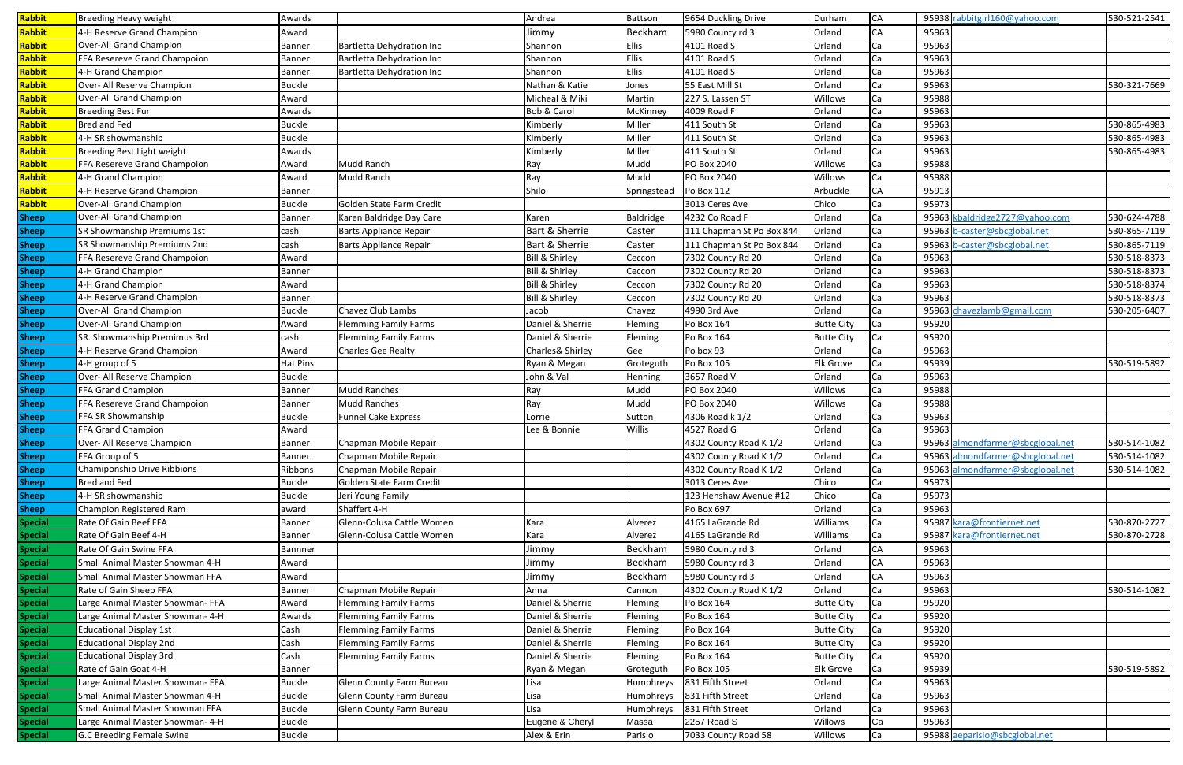| Rabbit | Breeding Heavy weight | Awards | | Andrea | Battson | 9654 Duckling Drive | Durham | CA | 95938 | rabbitgirl160@yahoo.com | 530-521-2541 |
|---|---|---|---|---|---|---|---|---|---|---|---|
| Rabbit | 4-H Reserve Grand Champion | Award | | Jimmy | Beckham | 5980 County rd 3 | Orland | CA | 95963 | | |
| Rabbit | Over-All Grand Champion | Banner | Bartletta Dehydration Inc | Shannon | Ellis | 4101 Road S | Orland | Ca | 95963 | | |
| Rabbit | FFA Resereve Grand Champoion | Banner | Bartletta Dehydration Inc | Shannon | Ellis | 4101 Road S | Orland | Ca | 95963 | | |
| Rabbit | 4-H Grand Champion | Banner | Bartletta Dehydration Inc | Shannon | Ellis | 4101 Road S | Orland | Ca | 95963 | | |
| Rabbit | Over- All Reserve Champion | Buckle | | Nathan & Katie | Jones | 55 East Mill St | Orland | Ca | 95963 | | 530-321-7669 |
| Rabbit | Over-All Grand Champion | Award | | Micheal & Miki | Martin | 227 S. Lassen ST | Willows | Ca | 95988 | | |
| Rabbit | Breeding Best Fur | Awards | | Bob & Carol | McKinney | 4009 Road F | Orland | Ca | 95963 | | |
| Rabbit | Bred and Fed | Buckle | | Kimberly | Miller | 411 South St | Orland | Ca | 95963 | | 530-865-4983 |
| Rabbit | 4-H SR showmanship | Buckle | | Kimberly | Miller | 411 South St | Orland | Ca | 95963 | | 530-865-4983 |
| Rabbit | Breeding Best Light weight | Awards | | Kimberly | Miller | 411 South St | Orland | Ca | 95963 | | 530-865-4983 |
| Rabbit | FFA Resereve Grand Champoion | Award | Mudd Ranch | Ray | Mudd | PO Box 2040 | Willows | Ca | 95988 | | |
| Rabbit | 4-H Grand Champion | Award | Mudd Ranch | Ray | Mudd | PO Box 2040 | Willows | Ca | 95988 | | |
| Rabbit | 4-H Reserve Grand Champion | Banner | | Shilo | Springstead | Po Box 112 | Arbuckle | CA | 95913 | | |
| Rabbit | Over-All Grand Champion | Buckle | Golden State Farm Credit | | | 3013 Ceres Ave | Chico | Ca | 95973 | | |
| Sheep | Over-All Grand Champion | Banner | Karen Baldridge Day Care | Karen | Baldridge | 4232 Co Road F | Orland | Ca | 95963 | kbaldridge2727@yahoo.com | 530-624-4788 |
| Sheep | SR Showmanship Premiums 1st | cash | Barts Appliance Repair | Bart & Sherrie | Caster | 111 Chapman St Po Box 844 | Orland | Ca | 95963 | b-caster@sbcglobal.net | 530-865-7119 |
| Sheep | SR Showmanship Premiums 2nd | cash | Barts Appliance Repair | Bart & Sherrie | Caster | 111 Chapman St Po Box 844 | Orland | Ca | 95963 | b-caster@sbcglobal.net | 530-865-7119 |
| Sheep | FFA Resereve Grand Champoion | Award | | Bill & Shirley | Ceccon | 7302 County Rd 20 | Orland | Ca | 95963 | | 530-518-8373 |
| Sheep | 4-H Grand Champion | Banner | | Bill & Shirley | Ceccon | 7302 County Rd 20 | Orland | Ca | 95963 | | 530-518-8373 |
| Sheep | 4-H Grand Champion | Award | | Bill & Shirley | Ceccon | 7302 County Rd 20 | Orland | Ca | 95963 | | 530-518-8374 |
| Sheep | 4-H Reserve Grand Champion | Banner | | Bill & Shirley | Ceccon | 7302 County Rd 20 | Orland | Ca | 95963 | | 530-518-8373 |
| Sheep | Over-All Grand Champion | Buckle | Chavez Club Lambs | Jacob | Chavez | 4990 3rd Ave | Orland | Ca | 95963 | chavezlamb@gmail.com | 530-205-6407 |
| Sheep | Over-All Grand Champion | Award | Flemming Family Farms | Daniel & Sherrie | Fleming | Po Box 164 | Butte City | Ca | 95920 | | |
| Sheep | SR. Showmanship Premimus 3rd | cash | Flemming Family Farms | Daniel & Sherrie | Fleming | Po Box 164 | Butte City | Ca | 95920 | | |
| Sheep | 4-H Reserve Grand Champion | Award | Charles Gee Realty | Charles& Shirley | Gee | Po box 93 | Orland | Ca | 95963 | | |
| Sheep | 4-H group of 5 | Hat Pins | | Ryan & Megan | Groteguth | Po Box 105 | Elk Grove | Ca | 95939 | | 530-519-5892 |
| Sheep | Over- All Reserve Champion | Buckle | | John & Val | Henning | 3657 Road V | Orland | Ca | 95963 | | |
| Sheep | FFA Grand Champion | Banner | Mudd Ranches | Ray | Mudd | PO Box 2040 | Willows | Ca | 95988 | | |
| Sheep | FFA Resereve Grand Champoion | Banner | Mudd Ranches | Ray | Mudd | PO Box 2040 | Willows | Ca | 95988 | | |
| Sheep | FFA SR Showmanship | Buckle | Funnel Cake Express | Lorrie | Sutton | 4306 Road k 1/2 | Orland | Ca | 95963 | | |
| Sheep | FFA Grand Champion | Award | | Lee & Bonnie | Willis | 4527 Road G | Orland | Ca | 95963 | | |
| Sheep | Over- All Reserve Champion | Banner | Chapman Mobile Repair | | | 4302 County Road K 1/2 | Orland | Ca | 95963 | almondfarmer@sbcglobal.net | 530-514-1082 |
| Sheep | FFA Group of 5 | Banner | Chapman Mobile Repair | | | 4302 County Road K 1/2 | Orland | Ca | 95963 | almondfarmer@sbcglobal.net | 530-514-1082 |
| Sheep | Chamiponship Drive Ribbions | Ribbons | Chapman Mobile Repair | | | 4302 County Road K 1/2 | Orland | Ca | 95963 | almondfarmer@sbcglobal.net | 530-514-1082 |
| Sheep | Bred and Fed | Buckle | Golden State Farm Credit | | | 3013 Ceres Ave | Chico | Ca | 95973 | | |
| Sheep | 4-H SR showmanship | Buckle | Jeri Young Family | | | 123 Henshaw Avenue #12 | Chico | Ca | 95973 | | |
| Sheep | Champion Registered Ram | award | Shaffert 4-H | | | Po Box 697 | Orland | Ca | 95963 | | |
| Special | Rate Of Gain Beef FFA | Banner | Glenn-Colusa Cattle Women | Kara | Alverez | 4165 LaGrande Rd | Williams | Ca | 95987 | kara@frontiernet.net | 530-870-2727 |
| Special | Rate Of Gain Beef 4-H | Banner | Glenn-Colusa Cattle Women | Kara | Alverez | 4165 LaGrande Rd | Williams | Ca | 95987 | kara@frontiernet.net | 530-870-2728 |
| Special | Rate Of Gain Swine FFA | Bannner | | Jimmy | Beckham | 5980 County rd 3 | Orland | CA | 95963 | | |
| Special | Small Animal Master Showman 4-H | Award | | Jimmy | Beckham | 5980 County rd 3 | Orland | CA | 95963 | | |
| Special | Small Animal Master Showman FFA | Award | | Jimmy | Beckham | 5980 County rd 3 | Orland | CA | 95963 | | |
| Special | Rate of Gain Sheep FFA | Banner | Chapman Mobile Repair | Anna | Cannon | 4302 County Road K 1/2 | Orland | Ca | 95963 | | 530-514-1082 |
| Special | Large Animal Master Showman- FFA | Award | Flemming Family Farms | Daniel & Sherrie | Fleming | Po Box 164 | Butte City | Ca | 95920 | | |
| Special | Large Animal Master Showman- 4-H | Awards | Flemming Family Farms | Daniel & Sherrie | Fleming | Po Box 164 | Butte City | Ca | 95920 | | |
| Special | Educational Display 1st | Cash | Flemming Family Farms | Daniel & Sherrie | Fleming | Po Box 164 | Butte City | Ca | 95920 | | |
| Special | Educational Display 2nd | Cash | Flemming Family Farms | Daniel & Sherrie | Fleming | Po Box 164 | Butte City | Ca | 95920 | | |
| Special | Educational Display 3rd | Cash | Flemming Family Farms | Daniel & Sherrie | Fleming | Po Box 164 | Butte City | Ca | 95920 | | |
| Special | Rate of Gain Goat 4-H | Banner | | Ryan & Megan | Groteguth | Po Box 105 | Elk Grove | Ca | 95939 | | 530-519-5892 |
| Special | Large Animal Master Showman- FFA | Buckle | Glenn County Farm Bureau | Lisa | Humphreys | 831 Fifth Street | Orland | Ca | 95963 | | |
| Special | Small Animal Master Showman 4-H | Buckle | Glenn County Farm Bureau | Lisa | Humphreys | 831 Fifth Street | Orland | Ca | 95963 | | |
| Special | Small Animal Master Showman FFA | Buckle | Glenn County Farm Bureau | Lisa | Humphreys | 831 Fifth Street | Orland | Ca | 95963 | | |
| Special | Large Animal Master Showman- 4-H | Buckle | | Eugene & Cheryl | Massa | 2257 Road S | Willows | Ca | 95963 | | |
| Special | G.C Breeding Female Swine | Buckle | | Alex & Erin | Parisio | 7033 County Road 58 | Willows | Ca | 95988 | aeparisio@sbcglobal.net | |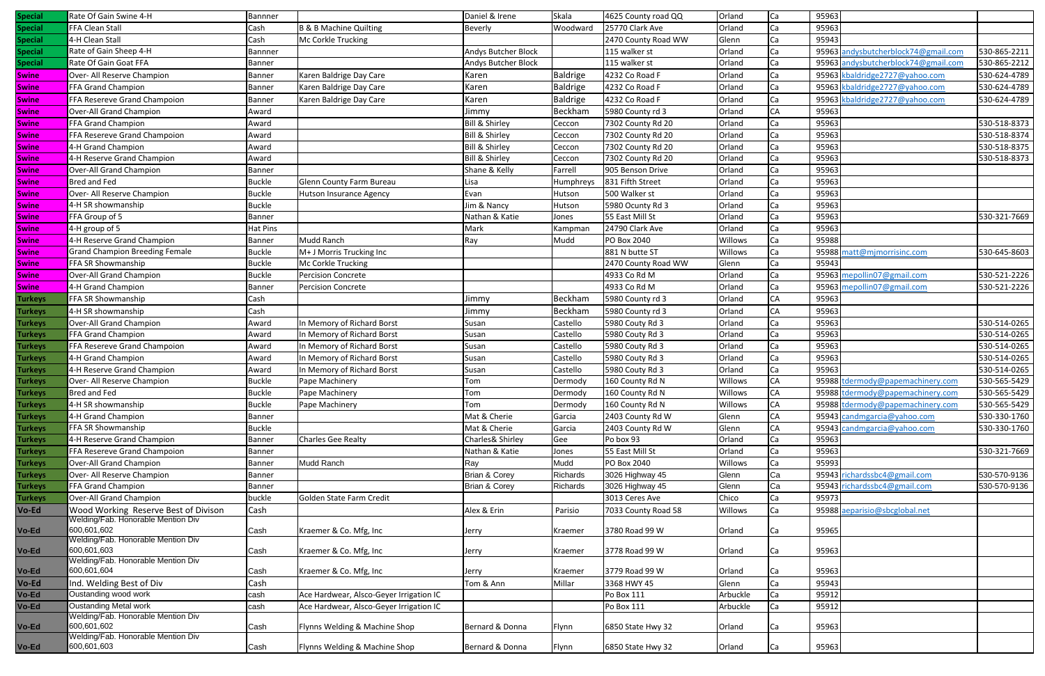| | | | | | | | | | | | |
|---|---|---|---|---|---|---|---|---|---|---|---|
| Special | Rate Of Gain Swine 4-H | Bannner | | Daniel & Irene | Skala | 4625 County road QQ | Orland | Ca | 95963 | | |
| Special | FFA Clean Stall | Cash | B & B Machine Quilting | Beverly | Woodward | 25770 Clark Ave | Orland | Ca | 95963 | | |
| Special | 4-H Clean Stall | Cash | Mc Corkle Trucking | | | 2470 County Road WW | Glenn | Ca | 95943 | | |
| Special | Rate of Gain Sheep 4-H | Bannner | | Andys Butcher Block | | 115 walker st | Orland | Ca | 95963 | andysbutcherblock74@gmail.com | 530-865-2211 |
| Special | Rate Of Gain Goat FFA | Banner | | Andys Butcher Block | | 115 walker st | Orland | Ca | 95963 | andysbutcherblock74@gmail.com | 530-865-2212 |
| Swine | Over- All Reserve Champion | Banner | Karen Baldrige Day Care | Karen | Baldrige | 4232 Co Road F | Orland | Ca | 95963 | kbaldridge2727@yahoo.com | 530-624-4789 |
| Swine | FFA Grand Champion | Banner | Karen Baldrige Day Care | Karen | Baldrige | 4232 Co Road F | Orland | Ca | 95963 | kbaldridge2727@yahoo.com | 530-624-4789 |
| Swine | FFA Resereve Grand Champoion | Banner | Karen Baldrige Day Care | Karen | Baldrige | 4232 Co Road F | Orland | Ca | 95963 | kbaldridge2727@yahoo.com | 530-624-4789 |
| Swine | Over-All Grand Champion | Award | | Jimmy | Beckham | 5980 County rd 3 | Orland | CA | 95963 | | |
| Swine | FFA Grand Champion | Award | | Bill & Shirley | Ceccon | 7302 County Rd 20 | Orland | Ca | 95963 | | 530-518-8373 |
| Swine | FFA Resereve Grand Champoion | Award | | Bill & Shirley | Ceccon | 7302 County Rd 20 | Orland | Ca | 95963 | | 530-518-8374 |
| Swine | 4-H Grand Champion | Award | | Bill & Shirley | Ceccon | 7302 County Rd 20 | Orland | Ca | 95963 | | 530-518-8375 |
| Swine | 4-H Reserve Grand Champion | Award | | Bill & Shirley | Ceccon | 7302 County Rd 20 | Orland | Ca | 95963 | | 530-518-8373 |
| Swine | Over-All Grand Champion | Banner | | Shane & Kelly | Farrell | 905 Benson Drive | Orland | Ca | 95963 | | |
| Swine | Bred and Fed | Buckle | Glenn County Farm Bureau | Lisa | Humphreys | 831 Fifth Street | Orland | Ca | 95963 | | |
| Swine | Over- All Reserve Champion | Buckle | Hutson Insurance Agency | Evan | Hutson | 500 Walker st | Orland | Ca | 95963 | | |
| Swine | 4-H SR showmanship | Buckle | | Jim & Nancy | Hutson | 5980 Ocunty Rd 3 | Orland | Ca | 95963 | | |
| Swine | FFA Group of 5 | Banner | | Nathan & Katie | Jones | 55 East Mill St | Orland | Ca | 95963 | | 530-321-7669 |
| Swine | 4-H group of 5 | Hat Pins | | Mark | Kampman | 24790 Clark Ave | Orland | Ca | 95963 | | |
| Swine | 4-H Reserve Grand Champion | Banner | Mudd Ranch | Ray | Mudd | PO Box 2040 | Willows | Ca | 95988 | | |
| Swine | Grand Champion Breeding Female | Buckle | M+ J Morris Trucking Inc | | | 881 N butte ST | Willows | Ca | 95988 | matt@mjmorrisinc.com | 530-645-8603 |
| Swine | FFA SR Showmanship | Buckle | Mc Corkle Trucking | | | 2470 County Road WW | Glenn | Ca | 95943 | | |
| Swine | Over-All Grand Champion | Buckle | Percision Concrete | | | 4933 Co Rd M | Orland | Ca | 95963 | mepollin07@gmail.com | 530-521-2226 |
| Swine | 4-H Grand Champion | Banner | Percision Concrete | | | 4933 Co Rd M | Orland | Ca | 95963 | mepollin07@gmail.com | 530-521-2226 |
| Turkeys | FFA SR Showmanship | Cash | | Jimmy | Beckham | 5980 County rd 3 | Orland | CA | 95963 | | |
| Turkeys | 4-H SR showmanship | Cash | | Jimmy | Beckham | 5980 County rd 3 | Orland | CA | 95963 | | |
| Turkeys | Over-All Grand Champion | Award | In Memory of Richard Borst | Susan | Castello | 5980 Couty Rd 3 | Orland | Ca | 95963 | | 530-514-0265 |
| Turkeys | FFA Grand Champion | Award | In Memory of Richard Borst | Susan | Castello | 5980 Couty Rd 3 | Orland | Ca | 95963 | | 530-514-0265 |
| Turkeys | FFA Resereve Grand Champoion | Award | In Memory of Richard Borst | Susan | Castello | 5980 Couty Rd 3 | Orland | Ca | 95963 | | 530-514-0265 |
| Turkeys | 4-H Grand Champion | Award | In Memory of Richard Borst | Susan | Castello | 5980 Couty Rd 3 | Orland | Ca | 95963 | | 530-514-0265 |
| Turkeys | 4-H Reserve Grand Champion | Award | In Memory of Richard Borst | Susan | Castello | 5980 Couty Rd 3 | Orland | Ca | 95963 | | 530-514-0265 |
| Turkeys | Over- All Reserve Champion | Buckle | Pape Machinery | Tom | Dermody | 160 County Rd N | Willows | CA | 95988 | tdermody@papemachinery.com | 530-565-5429 |
| Turkeys | Bred and Fed | Buckle | Pape Machinery | Tom | Dermody | 160 County Rd N | Willows | CA | 95988 | tdermody@papemachinery.com | 530-565-5429 |
| Turkeys | 4-H SR showmanship | Buckle | Pape Machinery | Tom | Dermody | 160 County Rd N | Willows | CA | 95988 | tdermody@papemachinery.com | 530-565-5429 |
| Turkeys | 4-H Grand Champion | Banner | | Mat & Cherie | Garcia | 2403 County Rd W | Glenn | CA | 95943 | candmgarcia@yahoo.com | 530-330-1760 |
| Turkeys | FFA SR Showmanship | Buckle | | Mat & Cherie | Garcia | 2403 County Rd W | Glenn | CA | 95943 | candmgarcia@yahoo.com | 530-330-1760 |
| Turkeys | 4-H Reserve Grand Champion | Banner | Charles Gee Realty | Charles& Shirley | Gee | Po box 93 | Orland | Ca | 95963 | | |
| Turkeys | FFA Resereve Grand Champoion | Banner | | Nathan & Katie | Jones | 55 East Mill St | Orland | Ca | 95963 | | 530-321-7669 |
| Turkeys | Over-All Grand Champion | Banner | Mudd Ranch | Ray | Mudd | PO Box 2040 | Willows | Ca | 95993 | | |
| Turkeys | Over- All Reserve Champion | Banner | | Brian & Corey | Richards | 3026 Highway 45 | Glenn | Ca | 95943 | richardssbc4@gmail.com | 530-570-9136 |
| Turkeys | FFA Grand Champion | Banner | | Brian & Corey | Richards | 3026 Highway 45 | Glenn | Ca | 95943 | richardssbc4@gmail.com | 530-570-9136 |
| Turkeys | Over-All Grand Champion | buckle | Golden State Farm Credit | | | 3013 Ceres Ave | Chico | Ca | 95973 | | |
| Vo-Ed | Wood Working Reserve Best of Divison | Cash | | Alex & Erin | Parisio | 7033 County Road 58 | Willows | Ca | 95988 | aeparisio@sbcglobal.net | |
| Vo-Ed | Welding/Fab. Honorable Mention Div 600,601,602 | Cash | Kraemer & Co. Mfg, Inc | Jerry | Kraemer | 3780 Road 99 W | Orland | Ca | 95965 | | |
| Vo-Ed | Welding/Fab. Honorable Mention Div 600,601,603 | Cash | Kraemer & Co. Mfg, Inc | Jerry | Kraemer | 3778 Road 99 W | Orland | Ca | 95963 | | |
| Vo-Ed | Welding/Fab. Honorable Mention Div 600,601,604 | Cash | Kraemer & Co. Mfg, Inc | Jerry | Kraemer | 3779 Road 99 W | Orland | Ca | 95963 | | |
| Vo-Ed | Ind. Welding Best of Div | Cash | | Tom & Ann | Millar | 3368 HWY 45 | Glenn | Ca | 95943 | | |
| Vo-Ed | Oustanding wood work | cash | Ace Hardwear, Alsco-Geyer Irrigation IC | | | Po Box 111 | Arbuckle | Ca | 95912 | | |
| Vo-Ed | Oustanding Metal work | cash | Ace Hardwear, Alsco-Geyer Irrigation IC | | | Po Box 111 | Arbuckle | Ca | 95912 | | |
| Vo-Ed | Welding/Fab. Honorable Mention Div 600,601,602 | Cash | Flynns Welding & Machine Shop | Bernard & Donna | Flynn | 6850 State Hwy 32 | Orland | Ca | 95963 | | |
| Vo-Ed | Welding/Fab. Honorable Mention Div 600,601,603 | Cash | Flynns Welding & Machine Shop | Bernard & Donna | Flynn | 6850 State Hwy 32 | Orland | Ca | 95963 | | |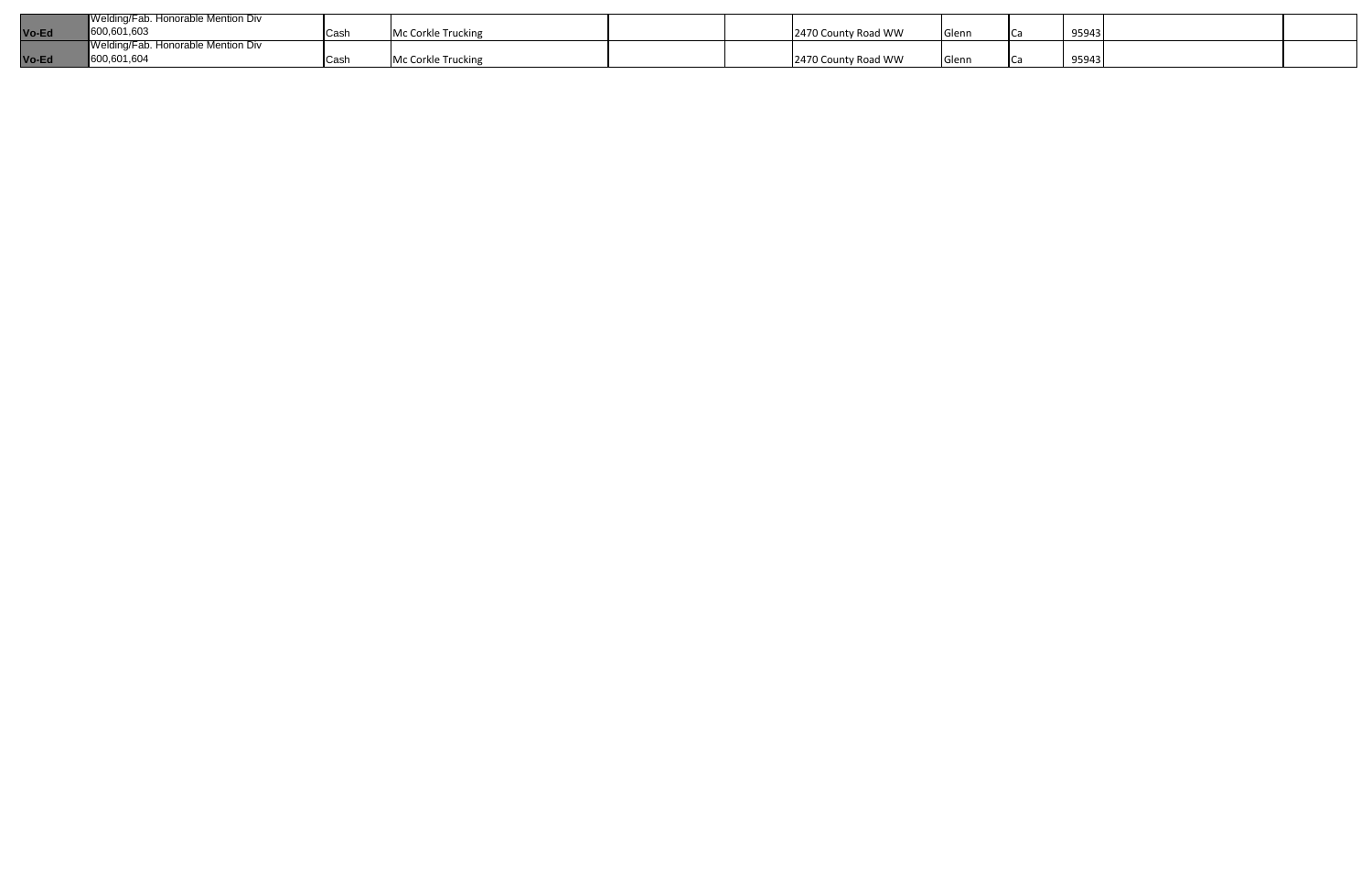| | | | | | | | | | | | |
|---|---|---|---|---|---|---|---|---|---|---|---|
| **Vo-Ed** | Welding/Fab. Honorable Mention Div 600,601,603 | Cash | Mc Corkle Trucking | | | 2470 County Road WW | Glenn | Ca | 95943 | | |
| **Vo-Ed** | Welding/Fab. Honorable Mention Div 600,601,604 | Cash | Mc Corkle Trucking | | | 2470 County Road WW | Glenn | Ca | 95943 | | |